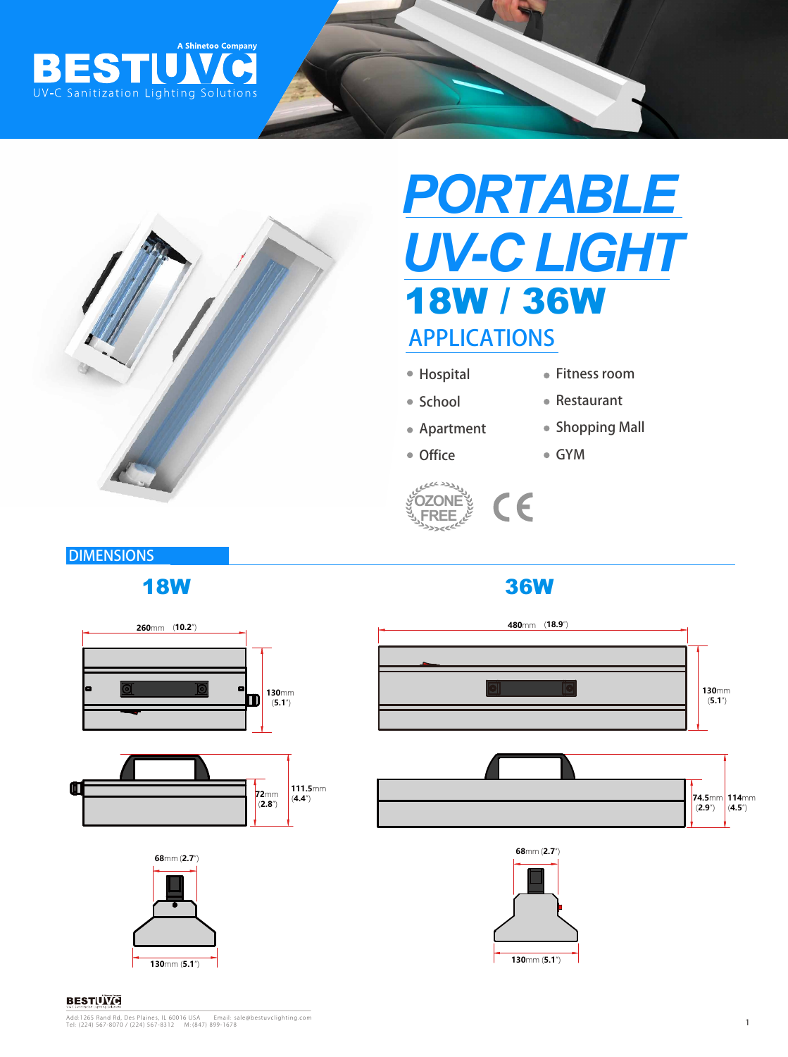A Shinetoo Company

# BESTUVC

UV-C Sanitization Lighting Solutions

# PORTABLE UV-C LIGHT

## 18W / 36W

## APPLICATIONS

- Hospital
- School
- Apartment
- Office
- Fitness room
- Restaurant
- Shopping Mall
- GYM

OZONE FREE

CE

## DIMENSIONS

### 18W

260mm (10.2")

130mm (5.1")

72mm (2.8")

111.5mm (4.4")

68mm (2.7")

130mm (5.1")

### 36W

480mm (18.9")

130mm (5.1")

74.5mm (2.9")

114mm (4.5")

68mm (2.7")

130mm (5.1")

Add: 1265 Rand Rd, Des Plaines, IL 60016 USA Email: sale@bestuvclighting.com
Tel: (224) 567-8070 / (224) 567-8312 M: (847) 899-1678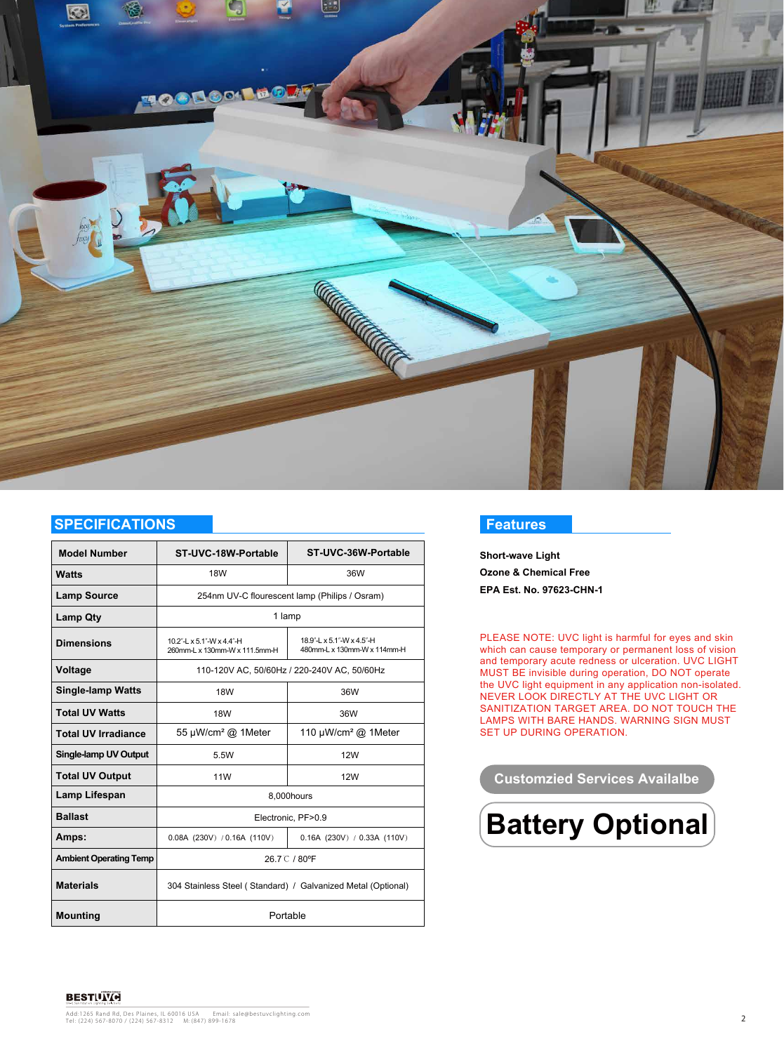## SPECIFICATIONS

| Model Number | ST-UVC-18W-Portable | ST-UVC-36W-Portable |
|---|---|---|
| Watts | 18W | 36W |
| Lamp Source | 254nm UV-C flourescent lamp (Philips / Osram) | |
| Lamp Qty | 1 lamp | |
| Dimensions | 10.2"-L x 5.1"-W x 4.4"-H 260mm-L x 130mm-W x 111.5mm-H | 18.9"-L x 5.1"-W x 4.5"-H 480mm-L x 130mm-W x 114mm-H |
| Voltage | 110-120V AC, 50/60Hz / 220-240V AC, 50/60Hz | |
| Single-lamp Watts | 18W | 36W |
| Total UV Watts | 18W | 36W |
| Total UV Irradiance | 55 μW/cm² @ 1Meter | 110 μW/cm² @ 1Meter |
| Single-lamp UV Output | 5.5W | 12W |
| Total UV Output | 11W | 12W |
| Lamp Lifespan | 8,000hours | |
| Ballast | Electronic, PF>0.9 | |
| Amps: | 0.08A (230V) / 0.16A (110V) | 0.16A (230V) / 0.33A (110V) |
| Ambient Operating Temp | 26.7℃ / 80ºF | |
| Materials | 304 Stainless Steel ( Standard) / Galvanized Metal (Optional) | |
| Mounting | Portable | |

## Features

**Short-wave Light**

**Ozone & Chemical Free**

**EPA Est. No. 97623-CHN-1**

PLEASE NOTE: UVC light is harmful for eyes and skin which can cause temporary or permanent loss of vision and temporary acute redness or ulceration. UVC LIGHT MUST BE invisible during operation, DO NOT operate the UVC light equipment in any application non-isolated. NEVER LOOK DIRECTLY AT THE UVC LIGHT OR SANITIZATION TARGET AREA. DO NOT TOUCH THE LAMPS WITH BARE HANDS. WARNING SIGN MUST SET UP DURING OPERATION.

**Customzied Services Availalbe**

# Battery Optional

BESTUVC

Add:1265 Rand Rd, Des Plaines, IL 60016 USA Email: sale@bestuvclighting.com
Tel: (224) 567-8070 / (224) 567-8312 M: (847) 899-1678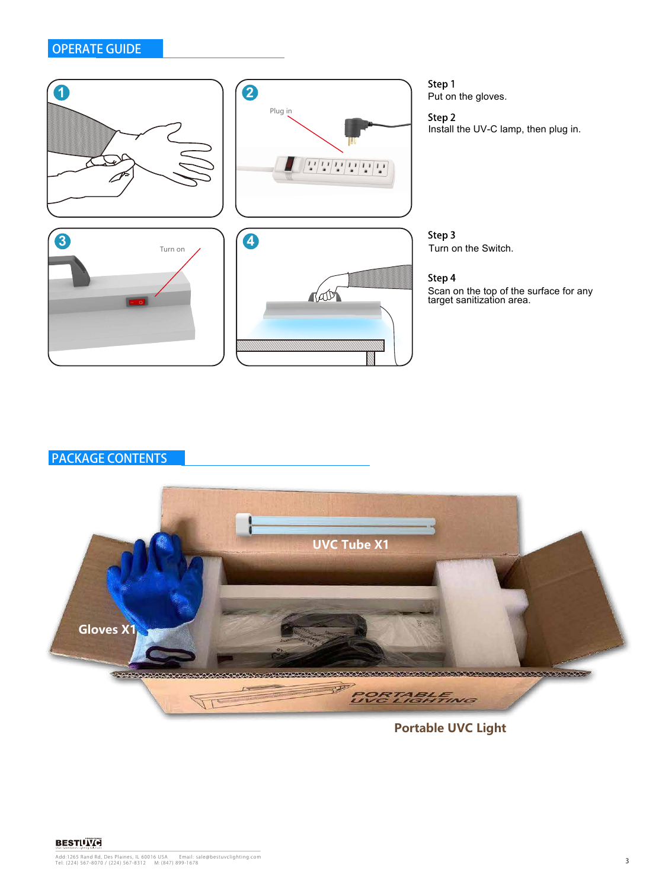## OPERATE GUIDE

Plug in

Turn on

**Step 1**
Put on the gloves.

**Step 2**
Install the UV-C lamp, then plug in.

**Step 3**
Turn on the Switch.

**Step 4**
Scan on the top of the surface for any target sanitization area.

## PACKAGE CONTENTS

UVC Tube X1

Gloves X1

PORTABLE UVC LIGHTING

**Portable UVC Light**

BESTUVC

Add:1265 Rand Rd, Des Plaines, IL 60016 USA Email: sale@bestuvclighting.com
Tel: (224) 567-8070 / (224) 567-8312 M: (847) 899-1678